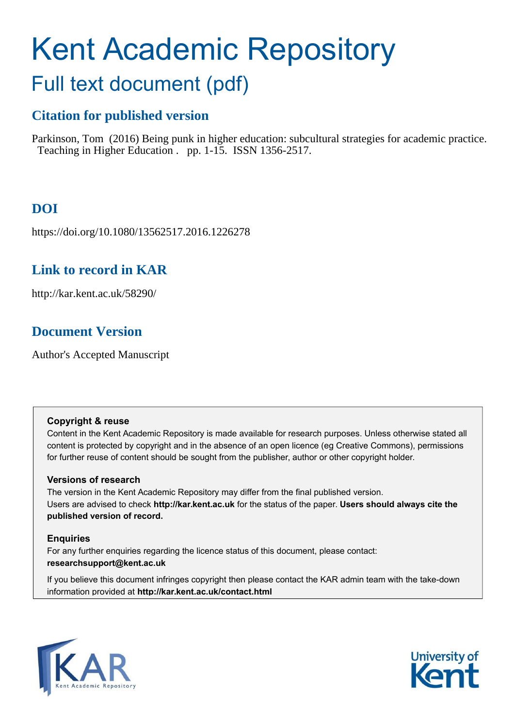# Kent Academic Repository

## Full text document (pdf)

### Citation for published version

Parkinson, Tom (2016) Being punk in higher education: subcultural strategies for academic practice. Teaching in Higher Education . pp. 1-15. ISSN 1356-2517.

### DOI

https://doi.org/10.1080/13562517.2016.1226278

### Link to record in KAR

http://kar.kent.ac.uk/58290/

### Document Version

Author's Accepted Manuscript

**Copyright & reuse**

Content in the Kent Academic Repository is made available for research purposes. Unless otherwise stated all content is protected by copyright and in the absence of an open licence (eg Creative Commons), permissions for further reuse of content should be sought from the publisher, author or other copyright holder.

**Versions of research**

The version in the Kent Academic Repository may differ from the final published version.
Users are advised to check **http://kar.kent.ac.uk** for the status of the paper. **Users should always cite the published version of record.**

**Enquiries**

For any further enquiries regarding the licence status of this document, please contact:
**researchsupport@kent.ac.uk**

If you believe this document infringes copyright then please contact the KAR admin team with the take-down information provided at **http://kar.kent.ac.uk/contact.html**

KAR Kent Academic Repository

University of Kent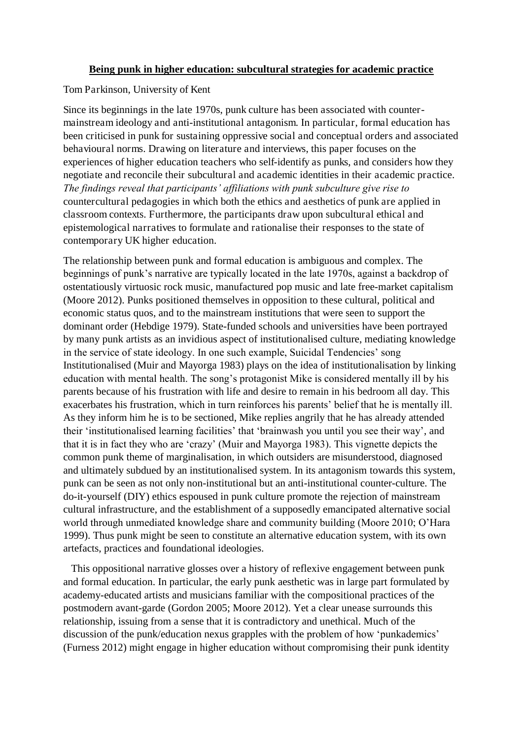**Being punk in higher education: subcultural strategies for academic practice**

Tom Parkinson, University of Kent

Since its beginnings in the late 1970s, punk culture has been associated with counter-mainstream ideology and anti-institutional antagonism. In particular, formal education has been criticised in punk for sustaining oppressive social and conceptual orders and associated behavioural norms. Drawing on literature and interviews, this paper focuses on the experiences of higher education teachers who self-identify as punks, and considers how they negotiate and reconcile their subcultural and academic identities in their academic practice. *The findings reveal that participants' affiliations with punk subculture give rise to* countercultural pedagogies in which both the ethics and aesthetics of punk are applied in classroom contexts. Furthermore, the participants draw upon subcultural ethical and epistemological narratives to formulate and rationalise their responses to the state of contemporary UK higher education.

The relationship between punk and formal education is ambiguous and complex. The beginnings of punk's narrative are typically located in the late 1970s, against a backdrop of ostentatiously virtuosic rock music, manufactured pop music and late free-market capitalism (Moore 2012). Punks positioned themselves in opposition to these cultural, political and economic status quos, and to the mainstream institutions that were seen to support the dominant order (Hebdige 1979). State-funded schools and universities have been portrayed by many punk artists as an invidious aspect of institutionalised culture, mediating knowledge in the service of state ideology. In one such example, Suicidal Tendencies' song Institutionalised (Muir and Mayorga 1983) plays on the idea of institutionalisation by linking education with mental health. The song's protagonist Mike is considered mentally ill by his parents because of his frustration with life and desire to remain in his bedroom all day. This exacerbates his frustration, which in turn reinforces his parents' belief that he is mentally ill. As they inform him he is to be sectioned, Mike replies angrily that he has already attended their 'institutionalised learning facilities' that 'brainwash you until you see their way', and that it is in fact they who are 'crazy' (Muir and Mayorga 1983). This vignette depicts the common punk theme of marginalisation, in which outsiders are misunderstood, diagnosed and ultimately subdued by an institutionalised system. In its antagonism towards this system, punk can be seen as not only non-institutional but an anti-institutional counter-culture. The do-it-yourself (DIY) ethics espoused in punk culture promote the rejection of mainstream cultural infrastructure, and the establishment of a supposedly emancipated alternative social world through unmediated knowledge share and community building (Moore 2010; O'Hara 1999). Thus punk might be seen to constitute an alternative education system, with its own artefacts, practices and foundational ideologies.

This oppositional narrative glosses over a history of reflexive engagement between punk and formal education. In particular, the early punk aesthetic was in large part formulated by academy-educated artists and musicians familiar with the compositional practices of the postmodern avant-garde (Gordon 2005; Moore 2012). Yet a clear unease surrounds this relationship, issuing from a sense that it is contradictory and unethical. Much of the discussion of the punk/education nexus grapples with the problem of how 'punkademics' (Furness 2012) might engage in higher education without compromising their punk identity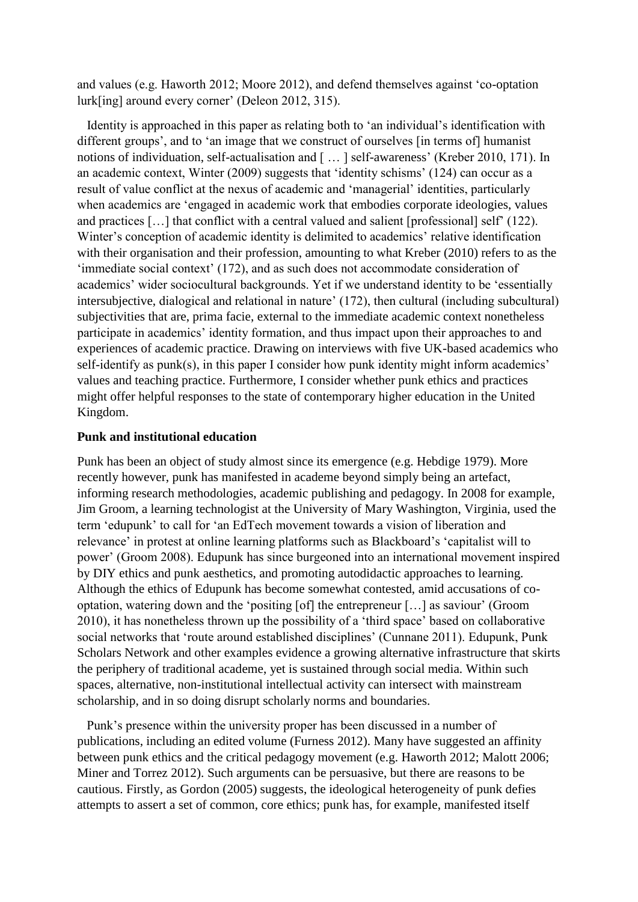and values (e.g. Haworth 2012; Moore 2012), and defend themselves against 'co-optation lurk[ing] around every corner' (Deleon 2012, 315).

Identity is approached in this paper as relating both to 'an individual's identification with different groups', and to 'an image that we construct of ourselves [in terms of] humanist notions of individuation, self-actualisation and [ … ] self-awareness' (Kreber 2010, 171). In an academic context, Winter (2009) suggests that 'identity schisms' (124) can occur as a result of value conflict at the nexus of academic and 'managerial' identities, particularly when academics are 'engaged in academic work that embodies corporate ideologies, values and practices […] that conflict with a central valued and salient [professional] self' (122). Winter's conception of academic identity is delimited to academics' relative identification with their organisation and their profession, amounting to what Kreber (2010) refers to as the 'immediate social context' (172), and as such does not accommodate consideration of academics' wider sociocultural backgrounds. Yet if we understand identity to be 'essentially intersubjective, dialogical and relational in nature' (172), then cultural (including subcultural) subjectivities that are, prima facie, external to the immediate academic context nonetheless participate in academics' identity formation, and thus impact upon their approaches to and experiences of academic practice. Drawing on interviews with five UK-based academics who self-identify as punk(s), in this paper I consider how punk identity might inform academics' values and teaching practice. Furthermore, I consider whether punk ethics and practices might offer helpful responses to the state of contemporary higher education in the United Kingdom.

## Punk and institutional education

Punk has been an object of study almost since its emergence (e.g. Hebdige 1979). More recently however, punk has manifested in academe beyond simply being an artefact, informing research methodologies, academic publishing and pedagogy. In 2008 for example, Jim Groom, a learning technologist at the University of Mary Washington, Virginia, used the term 'edupunk' to call for 'an EdTech movement towards a vision of liberation and relevance' in protest at online learning platforms such as Blackboard's 'capitalist will to power' (Groom 2008). Edupunk has since burgeoned into an international movement inspired by DIY ethics and punk aesthetics, and promoting autodidactic approaches to learning. Although the ethics of Edupunk has become somewhat contested, amid accusations of co-optation, watering down and the 'positing [of] the entrepreneur […] as saviour' (Groom 2010), it has nonetheless thrown up the possibility of a 'third space' based on collaborative social networks that 'route around established disciplines' (Cunnane 2011). Edupunk, Punk Scholars Network and other examples evidence a growing alternative infrastructure that skirts the periphery of traditional academe, yet is sustained through social media. Within such spaces, alternative, non-institutional intellectual activity can intersect with mainstream scholarship, and in so doing disrupt scholarly norms and boundaries.

Punk's presence within the university proper has been discussed in a number of publications, including an edited volume (Furness 2012). Many have suggested an affinity between punk ethics and the critical pedagogy movement (e.g. Haworth 2012; Malott 2006; Miner and Torrez 2012). Such arguments can be persuasive, but there are reasons to be cautious. Firstly, as Gordon (2005) suggests, the ideological heterogeneity of punk defies attempts to assert a set of common, core ethics; punk has, for example, manifested itself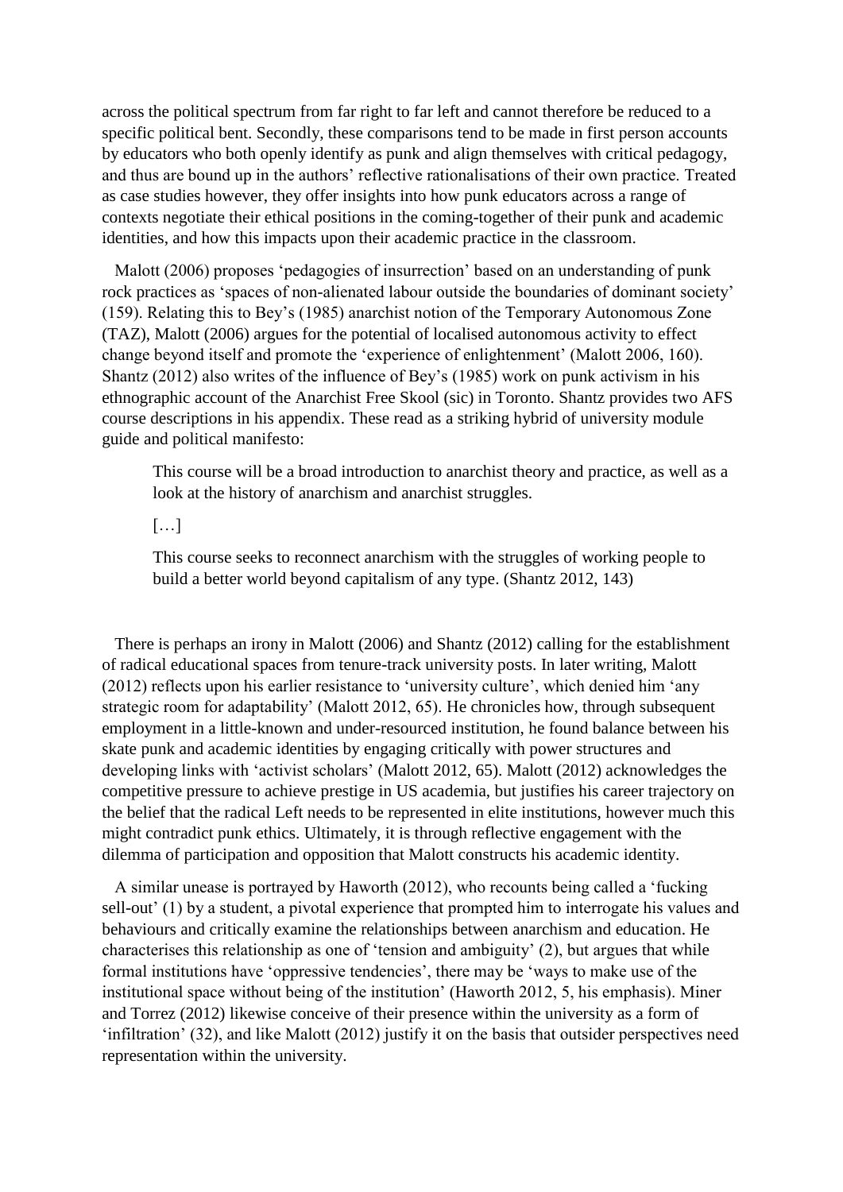across the political spectrum from far right to far left and cannot therefore be reduced to a specific political bent. Secondly, these comparisons tend to be made in first person accounts by educators who both openly identify as punk and align themselves with critical pedagogy, and thus are bound up in the authors' reflective rationalisations of their own practice. Treated as case studies however, they offer insights into how punk educators across a range of contexts negotiate their ethical positions in the coming-together of their punk and academic identities, and how this impacts upon their academic practice in the classroom.

Malott (2006) proposes 'pedagogies of insurrection' based on an understanding of punk rock practices as 'spaces of non-alienated labour outside the boundaries of dominant society' (159). Relating this to Bey's (1985) anarchist notion of the Temporary Autonomous Zone (TAZ), Malott (2006) argues for the potential of localised autonomous activity to effect change beyond itself and promote the 'experience of enlightenment' (Malott 2006, 160). Shantz (2012) also writes of the influence of Bey's (1985) work on punk activism in his ethnographic account of the Anarchist Free Skool (sic) in Toronto. Shantz provides two AFS course descriptions in his appendix. These read as a striking hybrid of university module guide and political manifesto:

> This course will be a broad introduction to anarchist theory and practice, as well as a look at the history of anarchism and anarchist struggles.
>
> […]
>
> This course seeks to reconnect anarchism with the struggles of working people to build a better world beyond capitalism of any type. (Shantz 2012, 143)

There is perhaps an irony in Malott (2006) and Shantz (2012) calling for the establishment of radical educational spaces from tenure-track university posts. In later writing, Malott (2012) reflects upon his earlier resistance to 'university culture', which denied him 'any strategic room for adaptability' (Malott 2012, 65). He chronicles how, through subsequent employment in a little-known and under-resourced institution, he found balance between his skate punk and academic identities by engaging critically with power structures and developing links with 'activist scholars' (Malott 2012, 65). Malott (2012) acknowledges the competitive pressure to achieve prestige in US academia, but justifies his career trajectory on the belief that the radical Left needs to be represented in elite institutions, however much this might contradict punk ethics. Ultimately, it is through reflective engagement with the dilemma of participation and opposition that Malott constructs his academic identity.

A similar unease is portrayed by Haworth (2012), who recounts being called a 'fucking sell-out' (1) by a student, a pivotal experience that prompted him to interrogate his values and behaviours and critically examine the relationships between anarchism and education. He characterises this relationship as one of 'tension and ambiguity' (2), but argues that while formal institutions have 'oppressive tendencies', there may be 'ways to make use of the institutional space without being of the institution' (Haworth 2012, 5, his emphasis). Miner and Torrez (2012) likewise conceive of their presence within the university as a form of 'infiltration' (32), and like Malott (2012) justify it on the basis that outsider perspectives need representation within the university.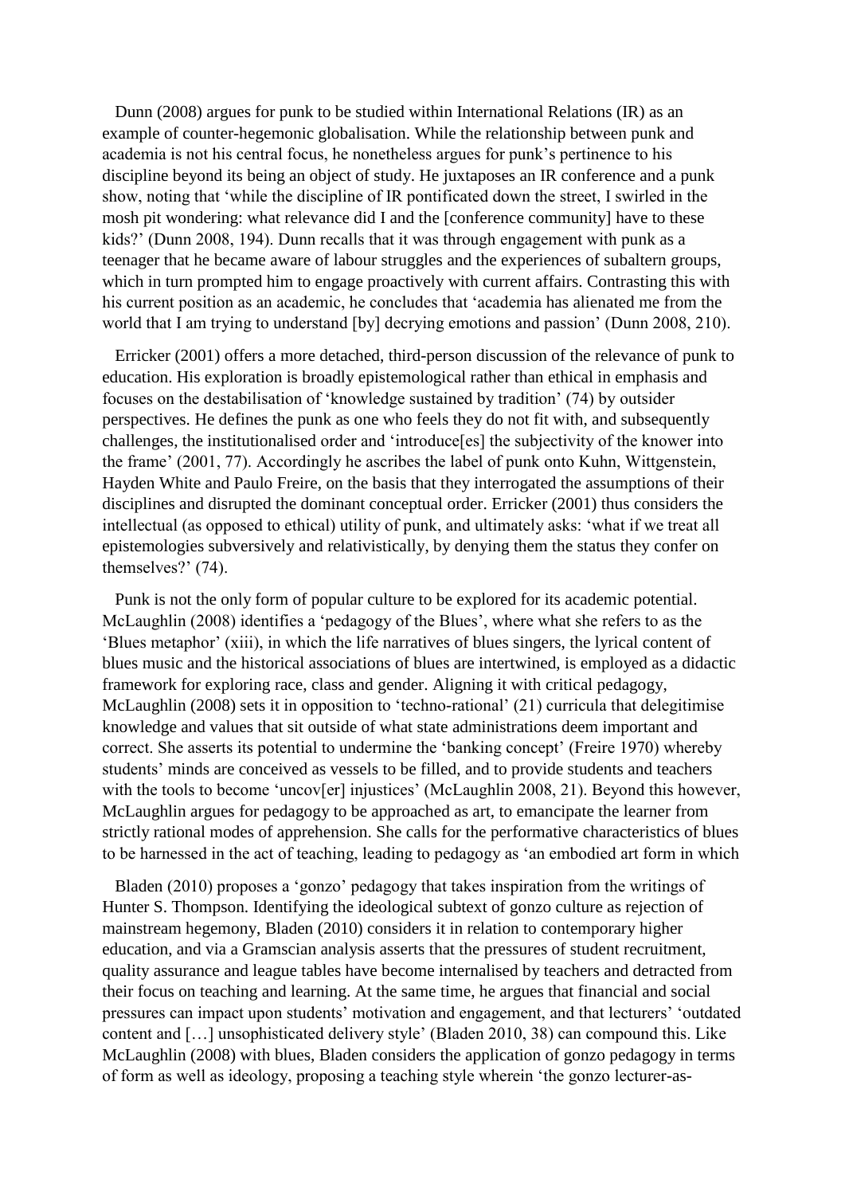Dunn (2008) argues for punk to be studied within International Relations (IR) as an example of counter-hegemonic globalisation. While the relationship between punk and academia is not his central focus, he nonetheless argues for punk's pertinence to his discipline beyond its being an object of study. He juxtaposes an IR conference and a punk show, noting that 'while the discipline of IR pontificated down the street, I swirled in the mosh pit wondering: what relevance did I and the [conference community] have to these kids?' (Dunn 2008, 194). Dunn recalls that it was through engagement with punk as a teenager that he became aware of labour struggles and the experiences of subaltern groups, which in turn prompted him to engage proactively with current affairs. Contrasting this with his current position as an academic, he concludes that 'academia has alienated me from the world that I am trying to understand [by] decrying emotions and passion' (Dunn 2008, 210).

Erricker (2001) offers a more detached, third-person discussion of the relevance of punk to education. His exploration is broadly epistemological rather than ethical in emphasis and focuses on the destabilisation of 'knowledge sustained by tradition' (74) by outsider perspectives. He defines the punk as one who feels they do not fit with, and subsequently challenges, the institutionalised order and 'introduce[es] the subjectivity of the knower into the frame' (2001, 77). Accordingly he ascribes the label of punk onto Kuhn, Wittgenstein, Hayden White and Paulo Freire, on the basis that they interrogated the assumptions of their disciplines and disrupted the dominant conceptual order. Erricker (2001) thus considers the intellectual (as opposed to ethical) utility of punk, and ultimately asks: 'what if we treat all epistemologies subversively and relativistically, by denying them the status they confer on themselves?' (74).

Punk is not the only form of popular culture to be explored for its academic potential. McLaughlin (2008) identifies a 'pedagogy of the Blues', where what she refers to as the 'Blues metaphor' (xiii), in which the life narratives of blues singers, the lyrical content of blues music and the historical associations of blues are intertwined, is employed as a didactic framework for exploring race, class and gender. Aligning it with critical pedagogy, McLaughlin (2008) sets it in opposition to 'techno-rational' (21) curricula that delegitimise knowledge and values that sit outside of what state administrations deem important and correct. She asserts its potential to undermine the 'banking concept' (Freire 1970) whereby students' minds are conceived as vessels to be filled, and to provide students and teachers with the tools to become 'uncov[er] injustices' (McLaughlin 2008, 21). Beyond this however, McLaughlin argues for pedagogy to be approached as art, to emancipate the learner from strictly rational modes of apprehension. She calls for the performative characteristics of blues to be harnessed in the act of teaching, leading to pedagogy as 'an embodied art form in which

Bladen (2010) proposes a 'gonzo' pedagogy that takes inspiration from the writings of Hunter S. Thompson. Identifying the ideological subtext of gonzo culture as rejection of mainstream hegemony, Bladen (2010) considers it in relation to contemporary higher education, and via a Gramscian analysis asserts that the pressures of student recruitment, quality assurance and league tables have become internalised by teachers and detracted from their focus on teaching and learning. At the same time, he argues that financial and social pressures can impact upon students' motivation and engagement, and that lecturers' 'outdated content and […] unsophisticated delivery style' (Bladen 2010, 38) can compound this. Like McLaughlin (2008) with blues, Bladen considers the application of gonzo pedagogy in terms of form as well as ideology, proposing a teaching style wherein 'the gonzo lecturer-as-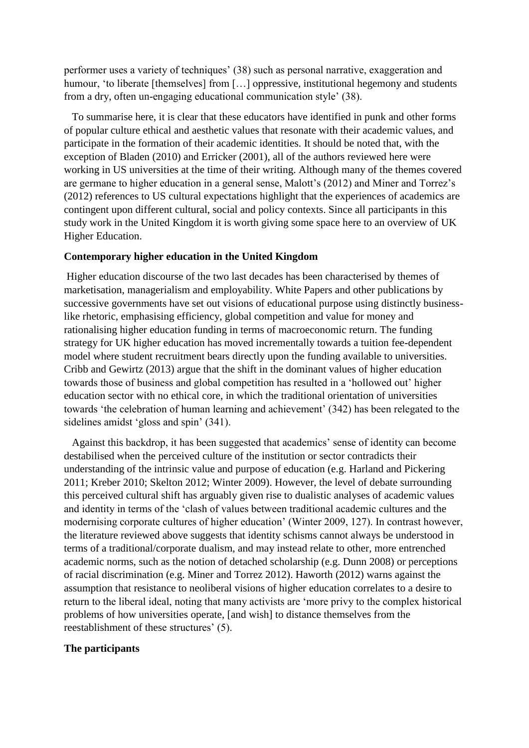performer uses a variety of techniques' (38) such as personal narrative, exaggeration and humour, 'to liberate [themselves] from […] oppressive, institutional hegemony and students from a dry, often un-engaging educational communication style' (38).

To summarise here, it is clear that these educators have identified in punk and other forms of popular culture ethical and aesthetic values that resonate with their academic values, and participate in the formation of their academic identities. It should be noted that, with the exception of Bladen (2010) and Erricker (2001), all of the authors reviewed here were working in US universities at the time of their writing. Although many of the themes covered are germane to higher education in a general sense, Malott's (2012) and Miner and Torrez's (2012) references to US cultural expectations highlight that the experiences of academics are contingent upon different cultural, social and policy contexts. Since all participants in this study work in the United Kingdom it is worth giving some space here to an overview of UK Higher Education.

**Contemporary higher education in the United Kingdom**

Higher education discourse of the two last decades has been characterised by themes of marketisation, managerialism and employability. White Papers and other publications by successive governments have set out visions of educational purpose using distinctly business-like rhetoric, emphasising efficiency, global competition and value for money and rationalising higher education funding in terms of macroeconomic return. The funding strategy for UK higher education has moved incrementally towards a tuition fee-dependent model where student recruitment bears directly upon the funding available to universities. Cribb and Gewirtz (2013) argue that the shift in the dominant values of higher education towards those of business and global competition has resulted in a 'hollowed out' higher education sector with no ethical core, in which the traditional orientation of universities towards 'the celebration of human learning and achievement' (342) has been relegated to the sidelines amidst 'gloss and spin' (341).

Against this backdrop, it has been suggested that academics' sense of identity can become destabilised when the perceived culture of the institution or sector contradicts their understanding of the intrinsic value and purpose of education (e.g. Harland and Pickering 2011; Kreber 2010; Skelton 2012; Winter 2009). However, the level of debate surrounding this perceived cultural shift has arguably given rise to dualistic analyses of academic values and identity in terms of the 'clash of values between traditional academic cultures and the modernising corporate cultures of higher education' (Winter 2009, 127). In contrast however, the literature reviewed above suggests that identity schisms cannot always be understood in terms of a traditional/corporate dualism, and may instead relate to other, more entrenched academic norms, such as the notion of detached scholarship (e.g. Dunn 2008) or perceptions of racial discrimination (e.g. Miner and Torrez 2012). Haworth (2012) warns against the assumption that resistance to neoliberal visions of higher education correlates to a desire to return to the liberal ideal, noting that many activists are 'more privy to the complex historical problems of how universities operate, [and wish] to distance themselves from the reestablishment of these structures' (5).

**The participants**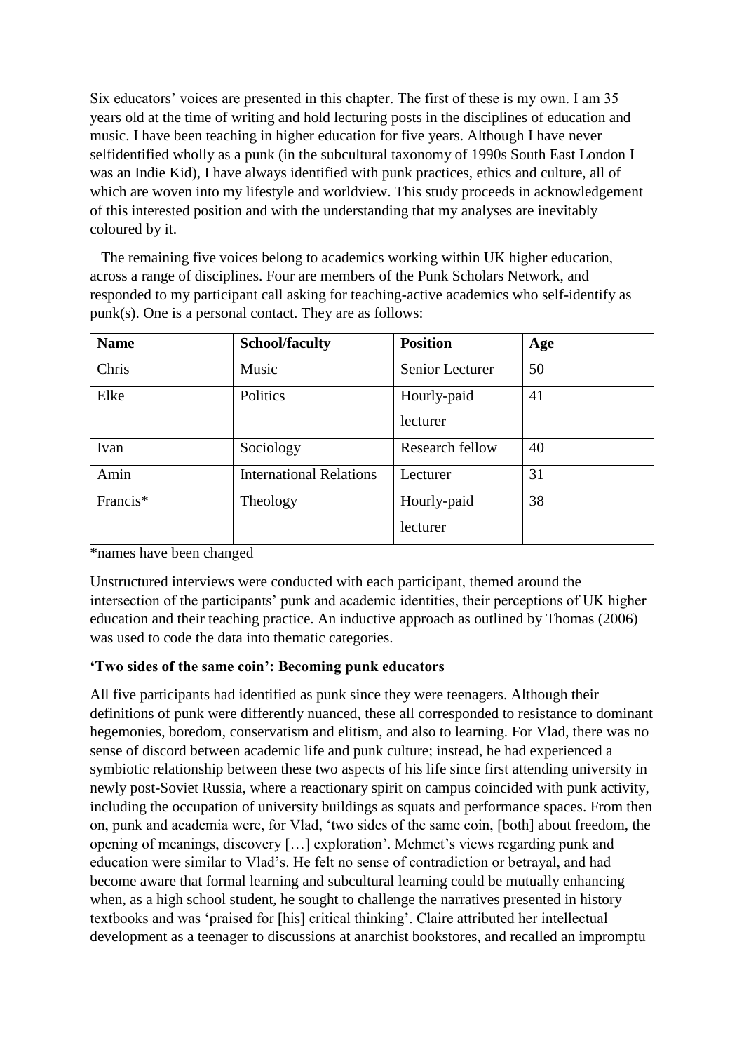Six educators' voices are presented in this chapter. The first of these is my own. I am 35 years old at the time of writing and hold lecturing posts in the disciplines of education and music. I have been teaching in higher education for five years. Although I have never selfidentified wholly as a punk (in the subcultural taxonomy of 1990s South East London I was an Indie Kid), I have always identified with punk practices, ethics and culture, all of which are woven into my lifestyle and worldview. This study proceeds in acknowledgement of this interested position and with the understanding that my analyses are inevitably coloured by it.

The remaining five voices belong to academics working within UK higher education, across a range of disciplines. Four are members of the Punk Scholars Network, and responded to my participant call asking for teaching-active academics who self-identify as punk(s). One is a personal contact. They are as follows:

| Name | School/faculty | Position | Age |
|---|---|---|---|
| Chris | Music | Senior Lecturer | 50 |
| Elke | Politics | Hourly-paid lecturer | 41 |
| Ivan | Sociology | Research fellow | 40 |
| Amin | International Relations | Lecturer | 31 |
| Francis* | Theology | Hourly-paid lecturer | 38 |

*names have been changed

Unstructured interviews were conducted with each participant, themed around the intersection of the participants' punk and academic identities, their perceptions of UK higher education and their teaching practice. An inductive approach as outlined by Thomas (2006) was used to code the data into thematic categories.

**'Two sides of the same coin': Becoming punk educators**

All five participants had identified as punk since they were teenagers. Although their definitions of punk were differently nuanced, these all corresponded to resistance to dominant hegemonies, boredom, conservatism and elitism, and also to learning. For Vlad, there was no sense of discord between academic life and punk culture; instead, he had experienced a symbiotic relationship between these two aspects of his life since first attending university in newly post-Soviet Russia, where a reactionary spirit on campus coincided with punk activity, including the occupation of university buildings as squats and performance spaces. From then on, punk and academia were, for Vlad, 'two sides of the same coin, [both] about freedom, the opening of meanings, discovery […] exploration'. Mehmet's views regarding punk and education were similar to Vlad's. He felt no sense of contradiction or betrayal, and had become aware that formal learning and subcultural learning could be mutually enhancing when, as a high school student, he sought to challenge the narratives presented in history textbooks and was 'praised for [his] critical thinking'. Claire attributed her intellectual development as a teenager to discussions at anarchist bookstores, and recalled an impromptu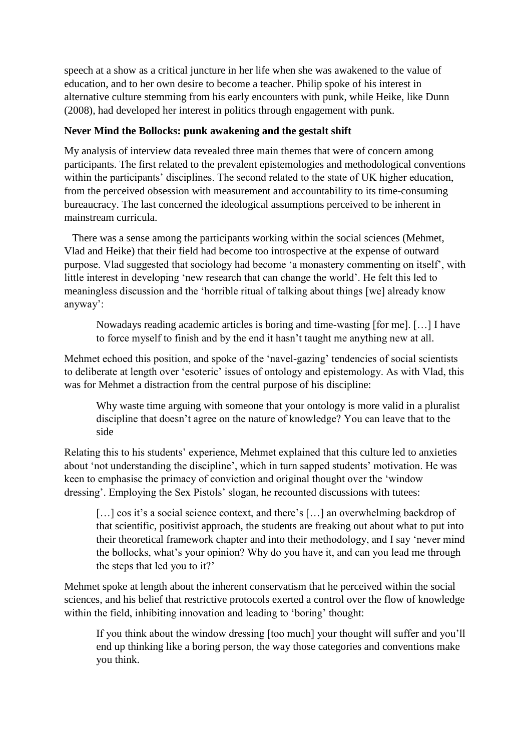speech at a show as a critical juncture in her life when she was awakened to the value of education, and to her own desire to become a teacher. Philip spoke of his interest in alternative culture stemming from his early encounters with punk, while Heike, like Dunn (2008), had developed her interest in politics through engagement with punk.

## Never Mind the Bollocks: punk awakening and the gestalt shift

My analysis of interview data revealed three main themes that were of concern among participants. The first related to the prevalent epistemologies and methodological conventions within the participants' disciplines. The second related to the state of UK higher education, from the perceived obsession with measurement and accountability to its time-consuming bureaucracy. The last concerned the ideological assumptions perceived to be inherent in mainstream curricula.

There was a sense among the participants working within the social sciences (Mehmet, Vlad and Heike) that their field had become too introspective at the expense of outward purpose. Vlad suggested that sociology had become 'a monastery commenting on itself', with little interest in developing 'new research that can change the world'. He felt this led to meaningless discussion and the 'horrible ritual of talking about things [we] already know anyway':

> Nowadays reading academic articles is boring and time-wasting [for me]. […] I have to force myself to finish and by the end it hasn't taught me anything new at all.

Mehmet echoed this position, and spoke of the 'navel-gazing' tendencies of social scientists to deliberate at length over 'esoteric' issues of ontology and epistemology. As with Vlad, this was for Mehmet a distraction from the central purpose of his discipline:

> Why waste time arguing with someone that your ontology is more valid in a pluralist discipline that doesn't agree on the nature of knowledge? You can leave that to the side

Relating this to his students' experience, Mehmet explained that this culture led to anxieties about 'not understanding the discipline', which in turn sapped students' motivation. He was keen to emphasise the primacy of conviction and original thought over the 'window dressing'. Employing the Sex Pistols' slogan, he recounted discussions with tutees:

> […] cos it's a social science context, and there's […] an overwhelming backdrop of that scientific, positivist approach, the students are freaking out about what to put into their theoretical framework chapter and into their methodology, and I say 'never mind the bollocks, what's your opinion? Why do you have it, and can you lead me through the steps that led you to it?'

Mehmet spoke at length about the inherent conservatism that he perceived within the social sciences, and his belief that restrictive protocols exerted a control over the flow of knowledge within the field, inhibiting innovation and leading to 'boring' thought:

> If you think about the window dressing [too much] your thought will suffer and you'll end up thinking like a boring person, the way those categories and conventions make you think.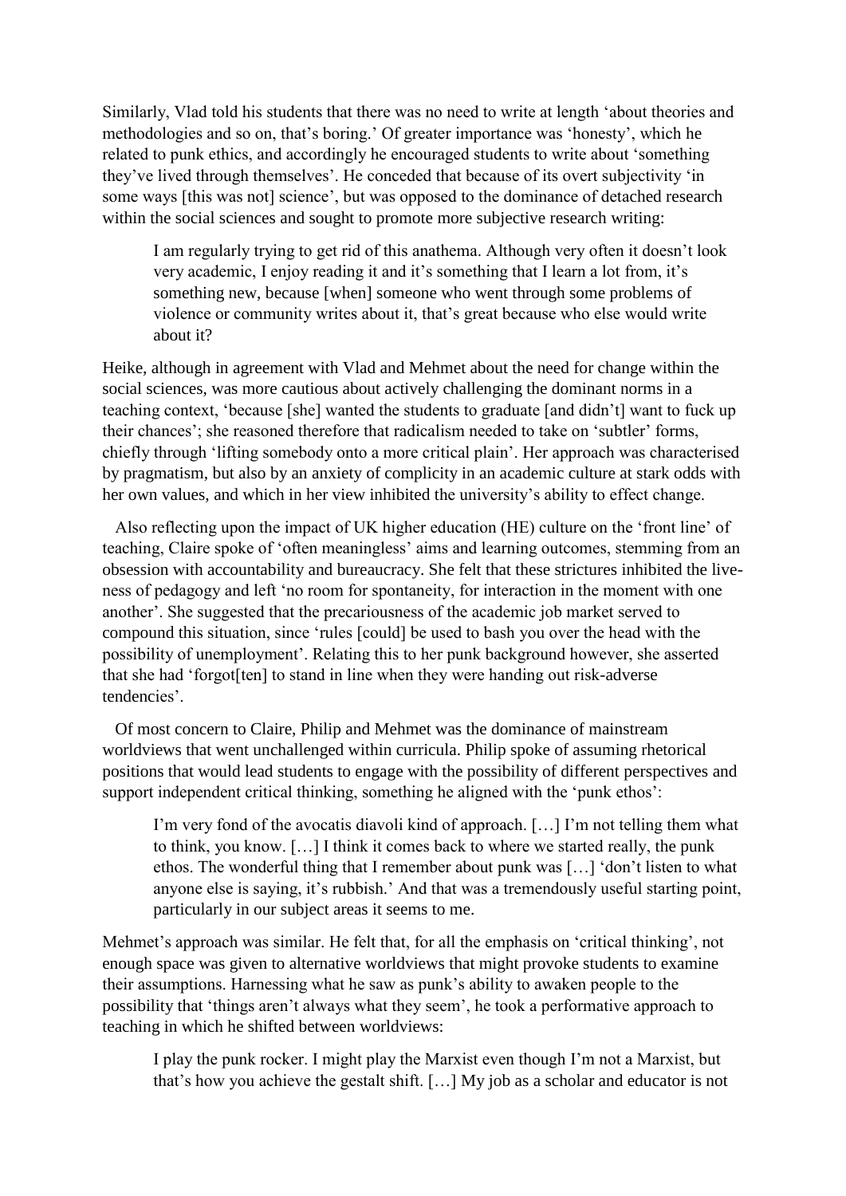Similarly, Vlad told his students that there was no need to write at length 'about theories and methodologies and so on, that's boring.' Of greater importance was 'honesty', which he related to punk ethics, and accordingly he encouraged students to write about 'something they've lived through themselves'. He conceded that because of its overt subjectivity 'in some ways [this was not] science', but was opposed to the dominance of detached research within the social sciences and sought to promote more subjective research writing:

> I am regularly trying to get rid of this anathema. Although very often it doesn't look very academic, I enjoy reading it and it's something that I learn a lot from, it's something new, because [when] someone who went through some problems of violence or community writes about it, that's great because who else would write about it?

Heike, although in agreement with Vlad and Mehmet about the need for change within the social sciences, was more cautious about actively challenging the dominant norms in a teaching context, 'because [she] wanted the students to graduate [and didn't] want to fuck up their chances'; she reasoned therefore that radicalism needed to take on 'subtler' forms, chiefly through 'lifting somebody onto a more critical plain'. Her approach was characterised by pragmatism, but also by an anxiety of complicity in an academic culture at stark odds with her own values, and which in her view inhibited the university's ability to effect change.

Also reflecting upon the impact of UK higher education (HE) culture on the 'front line' of teaching, Claire spoke of 'often meaningless' aims and learning outcomes, stemming from an obsession with accountability and bureaucracy. She felt that these strictures inhibited the liveness of pedagogy and left 'no room for spontaneity, for interaction in the moment with one another'. She suggested that the precariousness of the academic job market served to compound this situation, since 'rules [could] be used to bash you over the head with the possibility of unemployment'. Relating this to her punk background however, she asserted that she had 'forgot[ten] to stand in line when they were handing out risk-adverse tendencies'.

Of most concern to Claire, Philip and Mehmet was the dominance of mainstream worldviews that went unchallenged within curricula. Philip spoke of assuming rhetorical positions that would lead students to engage with the possibility of different perspectives and support independent critical thinking, something he aligned with the 'punk ethos':

> I'm very fond of the avocatis diavoli kind of approach. […] I'm not telling them what to think, you know. […] I think it comes back to where we started really, the punk ethos. The wonderful thing that I remember about punk was […] 'don't listen to what anyone else is saying, it's rubbish.' And that was a tremendously useful starting point, particularly in our subject areas it seems to me.

Mehmet's approach was similar. He felt that, for all the emphasis on 'critical thinking', not enough space was given to alternative worldviews that might provoke students to examine their assumptions. Harnessing what he saw as punk's ability to awaken people to the possibility that 'things aren't always what they seem', he took a performative approach to teaching in which he shifted between worldviews:

> I play the punk rocker. I might play the Marxist even though I'm not a Marxist, but that's how you achieve the gestalt shift. […] My job as a scholar and educator is not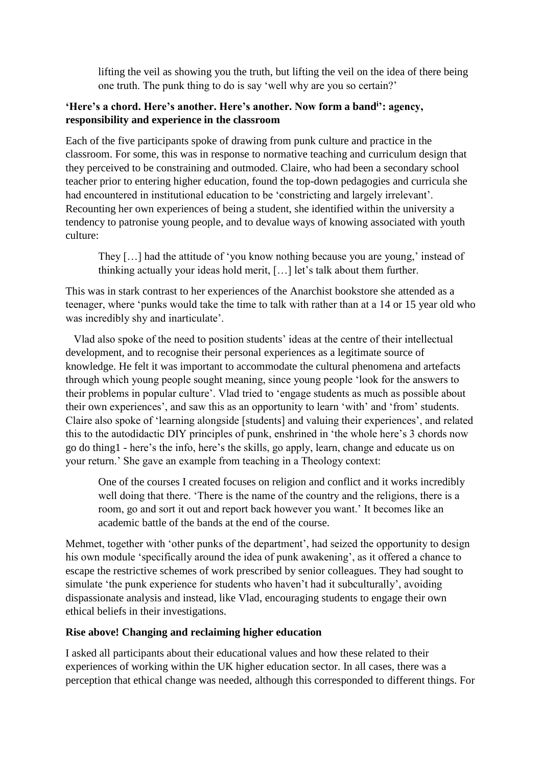> lifting the veil as showing you the truth, but lifting the veil on the idea of there being one truth. The punk thing to do is say 'well why are you so certain?'

### 'Here's a chord. Here's another. Here's another. Now form a band[i]': agency, responsibility and experience in the classroom

Each of the five participants spoke of drawing from punk culture and practice in the classroom. For some, this was in response to normative teaching and curriculum design that they perceived to be constraining and outmoded. Claire, who had been a secondary school teacher prior to entering higher education, found the top-down pedagogies and curricula she had encountered in institutional education to be 'constricting and largely irrelevant'. Recounting her own experiences of being a student, she identified within the university a tendency to patronise young people, and to devalue ways of knowing associated with youth culture:

> They […] had the attitude of 'you know nothing because you are young,' instead of thinking actually your ideas hold merit, […] let's talk about them further.

This was in stark contrast to her experiences of the Anarchist bookstore she attended as a teenager, where 'punks would take the time to talk with rather than at a 14 or 15 year old who was incredibly shy and inarticulate'.

Vlad also spoke of the need to position students' ideas at the centre of their intellectual development, and to recognise their personal experiences as a legitimate source of knowledge. He felt it was important to accommodate the cultural phenomena and artefacts through which young people sought meaning, since young people 'look for the answers to their problems in popular culture'. Vlad tried to 'engage students as much as possible about their own experiences', and saw this as an opportunity to learn 'with' and 'from' students. Claire also spoke of 'learning alongside [students] and valuing their experiences', and related this to the autodidactic DIY principles of punk, enshrined in 'the whole here's 3 chords now go do thing1 - here's the info, here's the skills, go apply, learn, change and educate us on your return.' She gave an example from teaching in a Theology context:

> One of the courses I created focuses on religion and conflict and it works incredibly well doing that there. 'There is the name of the country and the religions, there is a room, go and sort it out and report back however you want.' It becomes like an academic battle of the bands at the end of the course.

Mehmet, together with 'other punks of the department', had seized the opportunity to design his own module 'specifically around the idea of punk awakening', as it offered a chance to escape the restrictive schemes of work prescribed by senior colleagues. They had sought to simulate 'the punk experience for students who haven't had it subculturally', avoiding dispassionate analysis and instead, like Vlad, encouraging students to engage their own ethical beliefs in their investigations.

### Rise above! Changing and reclaiming higher education

I asked all participants about their educational values and how these related to their experiences of working within the UK higher education sector. In all cases, there was a perception that ethical change was needed, although this corresponded to different things. For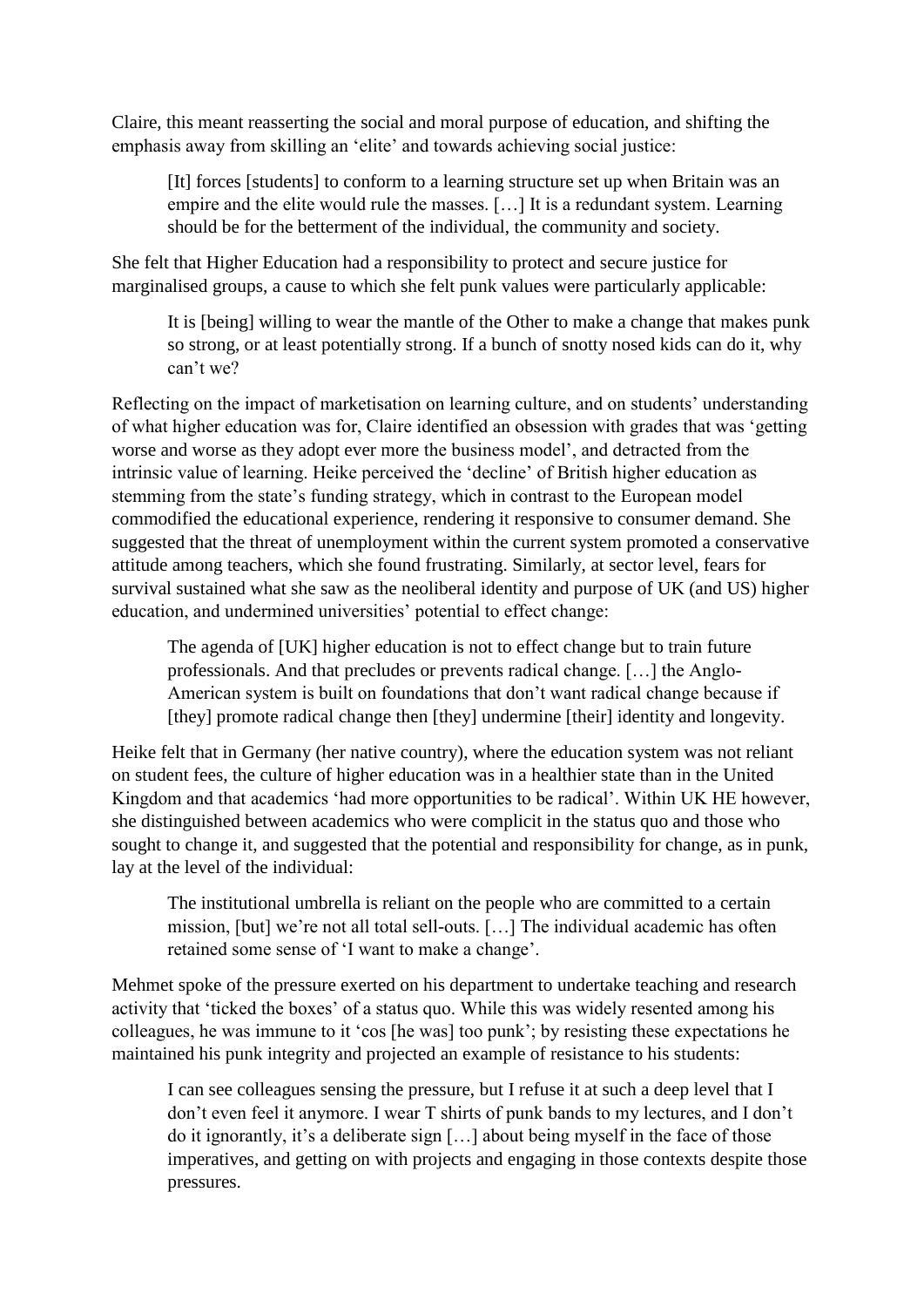Claire, this meant reasserting the social and moral purpose of education, and shifting the emphasis away from skilling an 'elite' and towards achieving social justice:

> [It] forces [students] to conform to a learning structure set up when Britain was an empire and the elite would rule the masses. […] It is a redundant system. Learning should be for the betterment of the individual, the community and society.

She felt that Higher Education had a responsibility to protect and secure justice for marginalised groups, a cause to which she felt punk values were particularly applicable:

> It is [being] willing to wear the mantle of the Other to make a change that makes punk so strong, or at least potentially strong. If a bunch of snotty nosed kids can do it, why can't we?

Reflecting on the impact of marketisation on learning culture, and on students' understanding of what higher education was for, Claire identified an obsession with grades that was 'getting worse and worse as they adopt ever more the business model', and detracted from the intrinsic value of learning. Heike perceived the 'decline' of British higher education as stemming from the state's funding strategy, which in contrast to the European model commodified the educational experience, rendering it responsive to consumer demand. She suggested that the threat of unemployment within the current system promoted a conservative attitude among teachers, which she found frustrating. Similarly, at sector level, fears for survival sustained what she saw as the neoliberal identity and purpose of UK (and US) higher education, and undermined universities' potential to effect change:

> The agenda of [UK] higher education is not to effect change but to train future professionals. And that precludes or prevents radical change. […] the Anglo-American system is built on foundations that don't want radical change because if [they] promote radical change then [they] undermine [their] identity and longevity.

Heike felt that in Germany (her native country), where the education system was not reliant on student fees, the culture of higher education was in a healthier state than in the United Kingdom and that academics 'had more opportunities to be radical'. Within UK HE however, she distinguished between academics who were complicit in the status quo and those who sought to change it, and suggested that the potential and responsibility for change, as in punk, lay at the level of the individual:

> The institutional umbrella is reliant on the people who are committed to a certain mission, [but] we're not all total sell-outs. […] The individual academic has often retained some sense of 'I want to make a change'.

Mehmet spoke of the pressure exerted on his department to undertake teaching and research activity that 'ticked the boxes' of a status quo. While this was widely resented among his colleagues, he was immune to it 'cos [he was] too punk'; by resisting these expectations he maintained his punk integrity and projected an example of resistance to his students:

> I can see colleagues sensing the pressure, but I refuse it at such a deep level that I don't even feel it anymore. I wear T shirts of punk bands to my lectures, and I don't do it ignorantly, it's a deliberate sign […] about being myself in the face of those imperatives, and getting on with projects and engaging in those contexts despite those pressures.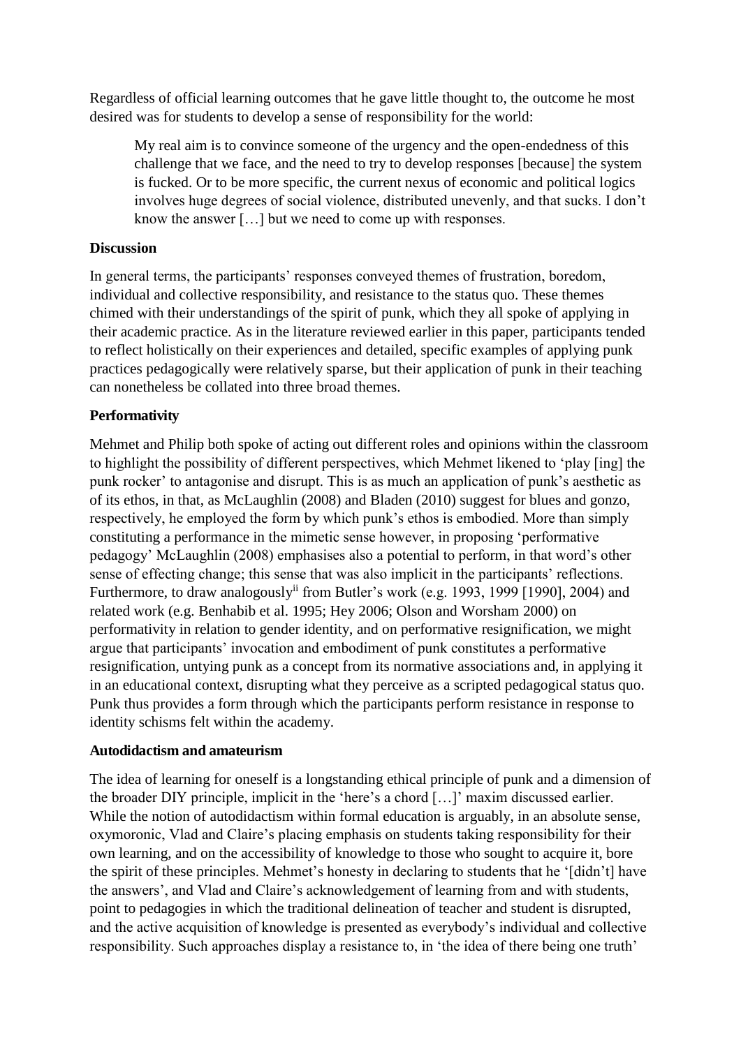Regardless of official learning outcomes that he gave little thought to, the outcome he most desired was for students to develop a sense of responsibility for the world:

> My real aim is to convince someone of the urgency and the open-endedness of this challenge that we face, and the need to try to develop responses [because] the system is fucked. Or to be more specific, the current nexus of economic and political logics involves huge degrees of social violence, distributed unevenly, and that sucks. I don't know the answer […] but we need to come up with responses.

## Discussion

In general terms, the participants' responses conveyed themes of frustration, boredom, individual and collective responsibility, and resistance to the status quo. These themes chimed with their understandings of the spirit of punk, which they all spoke of applying in their academic practice. As in the literature reviewed earlier in this paper, participants tended to reflect holistically on their experiences and detailed, specific examples of applying punk practices pedagogically were relatively sparse, but their application of punk in their teaching can nonetheless be collated into three broad themes.

### Performativity

Mehmet and Philip both spoke of acting out different roles and opinions within the classroom to highlight the possibility of different perspectives, which Mehmet likened to 'play [ing] the punk rocker' to antagonise and disrupt. This is as much an application of punk's aesthetic as of its ethos, in that, as McLaughlin (2008) and Bladen (2010) suggest for blues and gonzo, respectively, he employed the form by which punk's ethos is embodied. More than simply constituting a performance in the mimetic sense however, in proposing 'performative pedagogy' McLaughlin (2008) emphasises also a potential to perform, in that word's other sense of effecting change; this sense that was also implicit in the participants' reflections. Furthermore, to draw analogously[ii] from Butler's work (e.g. 1993, 1999 [1990], 2004) and related work (e.g. Benhabib et al. 1995; Hey 2006; Olson and Worsham 2000) on performativity in relation to gender identity, and on performative resignification, we might argue that participants' invocation and embodiment of punk constitutes a performative resignification, untying punk as a concept from its normative associations and, in applying it in an educational context, disrupting what they perceive as a scripted pedagogical status quo. Punk thus provides a form through which the participants perform resistance in response to identity schisms felt within the academy.

### Autodidactism and amateurism

The idea of learning for oneself is a longstanding ethical principle of punk and a dimension of the broader DIY principle, implicit in the 'here's a chord […]' maxim discussed earlier. While the notion of autodidactism within formal education is arguably, in an absolute sense, oxymoronic, Vlad and Claire's placing emphasis on students taking responsibility for their own learning, and on the accessibility of knowledge to those who sought to acquire it, bore the spirit of these principles. Mehmet's honesty in declaring to students that he '[didn't] have the answers', and Vlad and Claire's acknowledgement of learning from and with students, point to pedagogies in which the traditional delineation of teacher and student is disrupted, and the active acquisition of knowledge is presented as everybody's individual and collective responsibility. Such approaches display a resistance to, in 'the idea of there being one truth'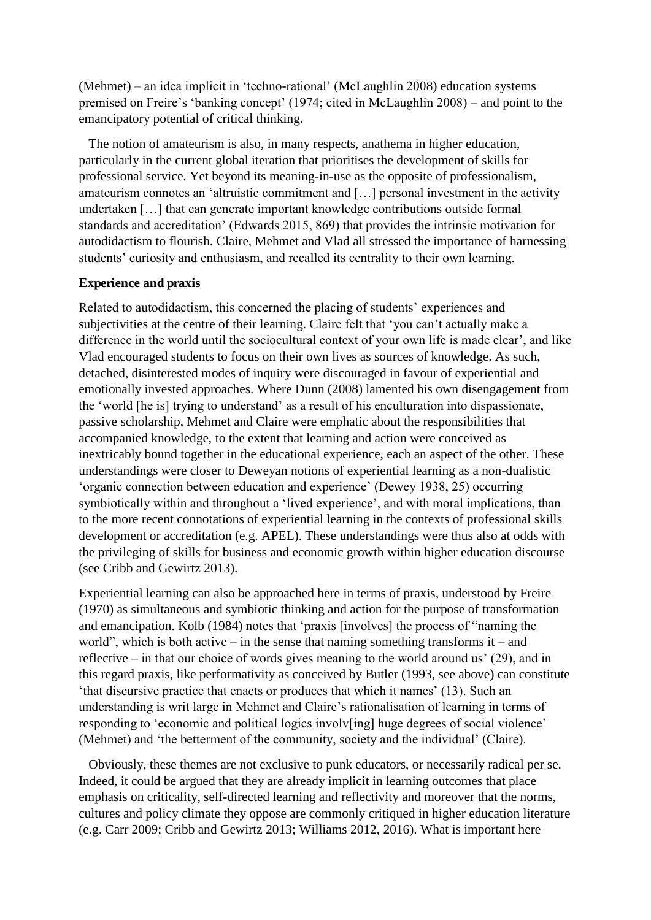(Mehmet) – an idea implicit in 'techno-rational' (McLaughlin 2008) education systems premised on Freire's 'banking concept' (1974; cited in McLaughlin 2008) – and point to the emancipatory potential of critical thinking.

The notion of amateurism is also, in many respects, anathema in higher education, particularly in the current global iteration that prioritises the development of skills for professional service. Yet beyond its meaning-in-use as the opposite of professionalism, amateurism connotes an 'altruistic commitment and […] personal investment in the activity undertaken […] that can generate important knowledge contributions outside formal standards and accreditation' (Edwards 2015, 869) that provides the intrinsic motivation for autodidactism to flourish. Claire, Mehmet and Vlad all stressed the importance of harnessing students' curiosity and enthusiasm, and recalled its centrality to their own learning.

**Experience and praxis**

Related to autodidactism, this concerned the placing of students' experiences and subjectivities at the centre of their learning. Claire felt that 'you can't actually make a difference in the world until the sociocultural context of your own life is made clear', and like Vlad encouraged students to focus on their own lives as sources of knowledge. As such, detached, disinterested modes of inquiry were discouraged in favour of experiential and emotionally invested approaches. Where Dunn (2008) lamented his own disengagement from the 'world [he is] trying to understand' as a result of his enculturation into dispassionate, passive scholarship, Mehmet and Claire were emphatic about the responsibilities that accompanied knowledge, to the extent that learning and action were conceived as inextricably bound together in the educational experience, each an aspect of the other. These understandings were closer to Deweyan notions of experiential learning as a non-dualistic 'organic connection between education and experience' (Dewey 1938, 25) occurring symbiotically within and throughout a 'lived experience', and with moral implications, than to the more recent connotations of experiential learning in the contexts of professional skills development or accreditation (e.g. APEL). These understandings were thus also at odds with the privileging of skills for business and economic growth within higher education discourse (see Cribb and Gewirtz 2013).

Experiential learning can also be approached here in terms of praxis, understood by Freire (1970) as simultaneous and symbiotic thinking and action for the purpose of transformation and emancipation. Kolb (1984) notes that 'praxis [involves] the process of "naming the world", which is both active – in the sense that naming something transforms it – and reflective – in that our choice of words gives meaning to the world around us' (29), and in this regard praxis, like performativity as conceived by Butler (1993, see above) can constitute 'that discursive practice that enacts or produces that which it names' (13). Such an understanding is writ large in Mehmet and Claire's rationalisation of learning in terms of responding to 'economic and political logics involv[ing] huge degrees of social violence' (Mehmet) and 'the betterment of the community, society and the individual' (Claire).

Obviously, these themes are not exclusive to punk educators, or necessarily radical per se. Indeed, it could be argued that they are already implicit in learning outcomes that place emphasis on criticality, self-directed learning and reflectivity and moreover that the norms, cultures and policy climate they oppose are commonly critiqued in higher education literature (e.g. Carr 2009; Cribb and Gewirtz 2013; Williams 2012, 2016). What is important here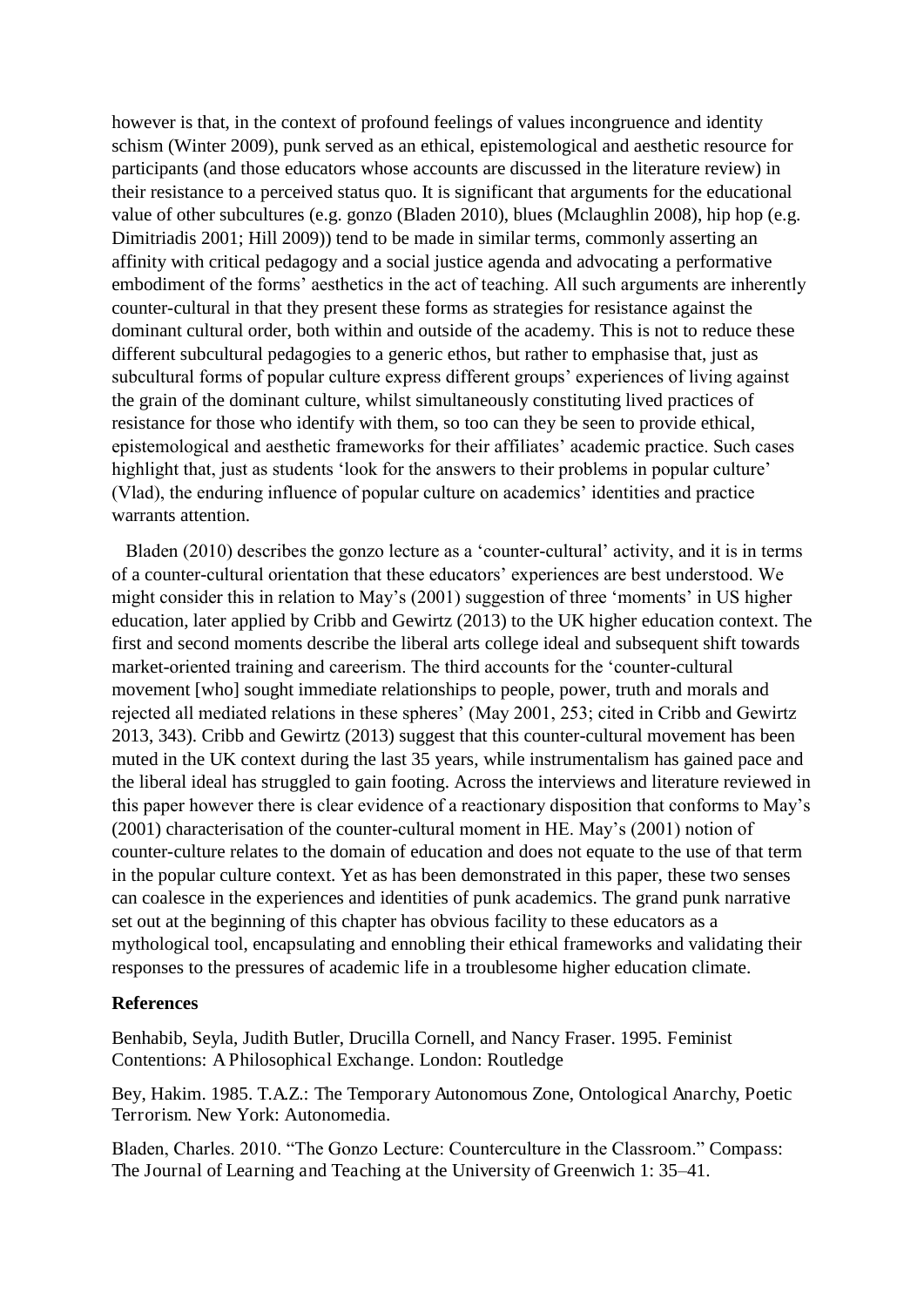however is that, in the context of profound feelings of values incongruence and identity schism (Winter 2009), punk served as an ethical, epistemological and aesthetic resource for participants (and those educators whose accounts are discussed in the literature review) in their resistance to a perceived status quo. It is significant that arguments for the educational value of other subcultures (e.g. gonzo (Bladen 2010), blues (Mclaughlin 2008), hip hop (e.g. Dimitriadis 2001; Hill 2009)) tend to be made in similar terms, commonly asserting an affinity with critical pedagogy and a social justice agenda and advocating a performative embodiment of the forms' aesthetics in the act of teaching. All such arguments are inherently counter-cultural in that they present these forms as strategies for resistance against the dominant cultural order, both within and outside of the academy. This is not to reduce these different subcultural pedagogies to a generic ethos, but rather to emphasise that, just as subcultural forms of popular culture express different groups' experiences of living against the grain of the dominant culture, whilst simultaneously constituting lived practices of resistance for those who identify with them, so too can they be seen to provide ethical, epistemological and aesthetic frameworks for their affiliates' academic practice. Such cases highlight that, just as students 'look for the answers to their problems in popular culture' (Vlad), the enduring influence of popular culture on academics' identities and practice warrants attention.

Bladen (2010) describes the gonzo lecture as a 'counter-cultural' activity, and it is in terms of a counter-cultural orientation that these educators' experiences are best understood. We might consider this in relation to May's (2001) suggestion of three 'moments' in US higher education, later applied by Cribb and Gewirtz (2013) to the UK higher education context. The first and second moments describe the liberal arts college ideal and subsequent shift towards market-oriented training and careerism. The third accounts for the 'counter-cultural movement [who] sought immediate relationships to people, power, truth and morals and rejected all mediated relations in these spheres' (May 2001, 253; cited in Cribb and Gewirtz 2013, 343). Cribb and Gewirtz (2013) suggest that this counter-cultural movement has been muted in the UK context during the last 35 years, while instrumentalism has gained pace and the liberal ideal has struggled to gain footing. Across the interviews and literature reviewed in this paper however there is clear evidence of a reactionary disposition that conforms to May's (2001) characterisation of the counter-cultural moment in HE. May's (2001) notion of counter-culture relates to the domain of education and does not equate to the use of that term in the popular culture context. Yet as has been demonstrated in this paper, these two senses can coalesce in the experiences and identities of punk academics. The grand punk narrative set out at the beginning of this chapter has obvious facility to these educators as a mythological tool, encapsulating and ennobling their ethical frameworks and validating their responses to the pressures of academic life in a troublesome higher education climate.

**References**

Benhabib, Seyla, Judith Butler, Drucilla Cornell, and Nancy Fraser. 1995. Feminist Contentions: A Philosophical Exchange. London: Routledge

Bey, Hakim. 1985. T.A.Z.: The Temporary Autonomous Zone, Ontological Anarchy, Poetic Terrorism. New York: Autonomedia.

Bladen, Charles. 2010. "The Gonzo Lecture: Counterculture in the Classroom." Compass: The Journal of Learning and Teaching at the University of Greenwich 1: 35–41.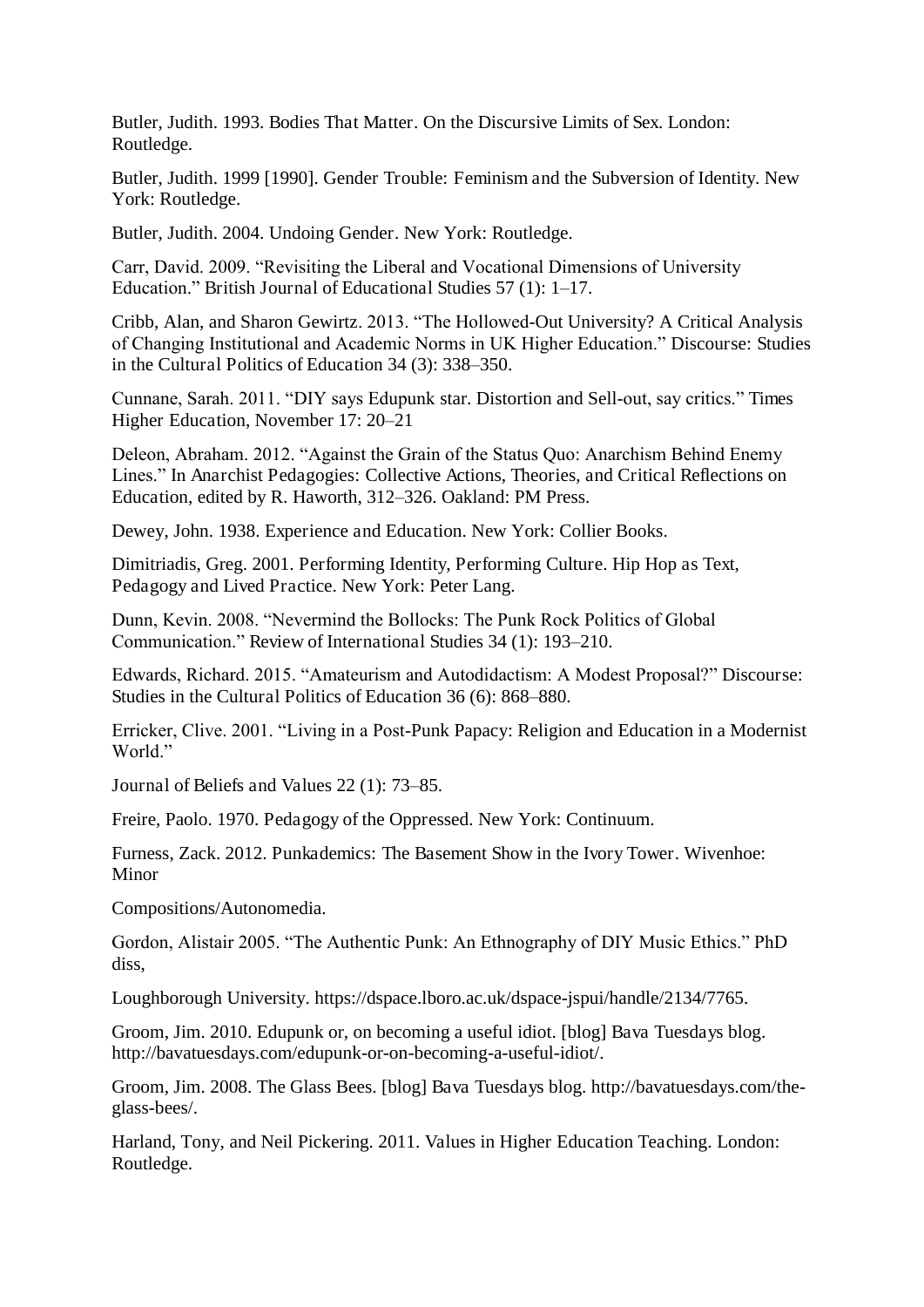Butler, Judith. 1993. Bodies That Matter. On the Discursive Limits of Sex. London: Routledge.

Butler, Judith. 1999 [1990]. Gender Trouble: Feminism and the Subversion of Identity. New York: Routledge.

Butler, Judith. 2004. Undoing Gender. New York: Routledge.

Carr, David. 2009. "Revisiting the Liberal and Vocational Dimensions of University Education." British Journal of Educational Studies 57 (1): 1–17.

Cribb, Alan, and Sharon Gewirtz. 2013. "The Hollowed-Out University? A Critical Analysis of Changing Institutional and Academic Norms in UK Higher Education." Discourse: Studies in the Cultural Politics of Education 34 (3): 338–350.

Cunnane, Sarah. 2011. "DIY says Edupunk star. Distortion and Sell-out, say critics." Times Higher Education, November 17: 20–21

Deleon, Abraham. 2012. "Against the Grain of the Status Quo: Anarchism Behind Enemy Lines." In Anarchist Pedagogies: Collective Actions, Theories, and Critical Reflections on Education, edited by R. Haworth, 312–326. Oakland: PM Press.

Dewey, John. 1938. Experience and Education. New York: Collier Books.

Dimitriadis, Greg. 2001. Performing Identity, Performing Culture. Hip Hop as Text, Pedagogy and Lived Practice. New York: Peter Lang.

Dunn, Kevin. 2008. "Nevermind the Bollocks: The Punk Rock Politics of Global Communication." Review of International Studies 34 (1): 193–210.

Edwards, Richard. 2015. "Amateurism and Autodidactism: A Modest Proposal?" Discourse: Studies in the Cultural Politics of Education 36 (6): 868–880.

Erricker, Clive. 2001. "Living in a Post-Punk Papacy: Religion and Education in a Modernist World."

Journal of Beliefs and Values 22 (1): 73–85.

Freire, Paolo. 1970. Pedagogy of the Oppressed. New York: Continuum.

Furness, Zack. 2012. Punkademics: The Basement Show in the Ivory Tower. Wivenhoe: Minor

Compositions/Autonomedia.

Gordon, Alistair 2005. "The Authentic Punk: An Ethnography of DIY Music Ethics." PhD diss,

Loughborough University. https://dspace.lboro.ac.uk/dspace-jspui/handle/2134/7765.

Groom, Jim. 2010. Edupunk or, on becoming a useful idiot. [blog] Bava Tuesdays blog. http://bavatuesdays.com/edupunk-or-on-becoming-a-useful-idiot/.

Groom, Jim. 2008. The Glass Bees. [blog] Bava Tuesdays blog. http://bavatuesdays.com/the-glass-bees/.

Harland, Tony, and Neil Pickering. 2011. Values in Higher Education Teaching. London: Routledge.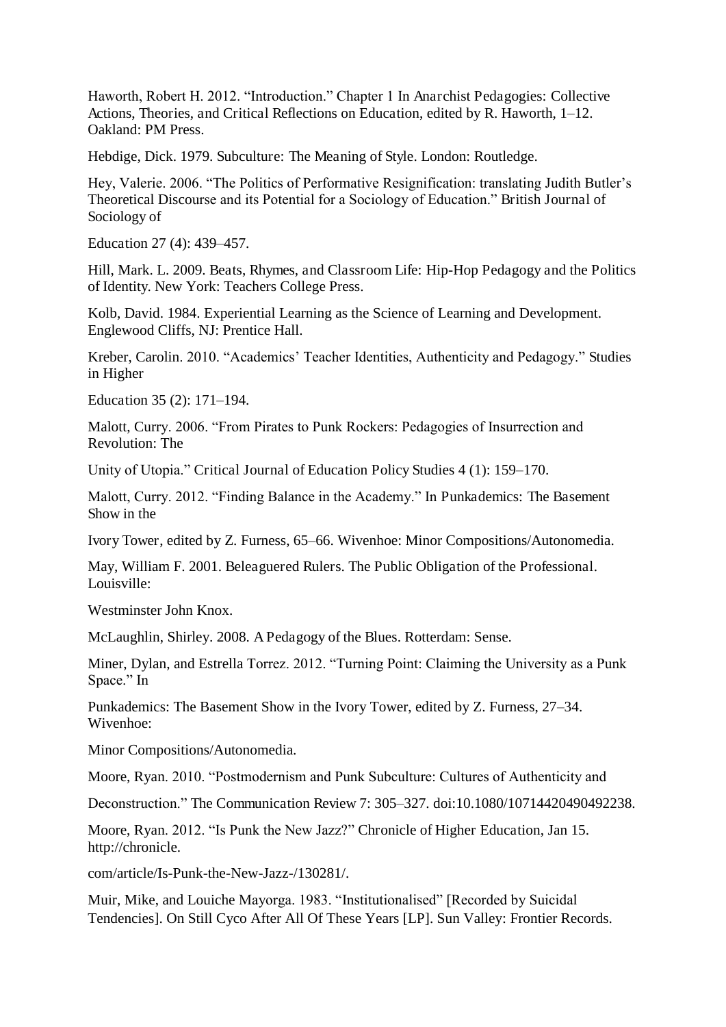Haworth, Robert H. 2012. “Introduction.” Chapter 1 In Anarchist Pedagogies: Collective Actions, Theories, and Critical Reflections on Education, edited by R. Haworth, 1–12. Oakland: PM Press.

Hebdige, Dick. 1979. Subculture: The Meaning of Style. London: Routledge.

Hey, Valerie. 2006. “The Politics of Performative Resignification: translating Judith Butler’s Theoretical Discourse and its Potential for a Sociology of Education.” British Journal of Sociology of

Education 27 (4): 439–457.

Hill, Mark. L. 2009. Beats, Rhymes, and Classroom Life: Hip-Hop Pedagogy and the Politics of Identity. New York: Teachers College Press.

Kolb, David. 1984. Experiential Learning as the Science of Learning and Development. Englewood Cliffs, NJ: Prentice Hall.

Kreber, Carolin. 2010. “Academics’ Teacher Identities, Authenticity and Pedagogy.” Studies in Higher

Education 35 (2): 171–194.

Malott, Curry. 2006. “From Pirates to Punk Rockers: Pedagogies of Insurrection and Revolution: The

Unity of Utopia.” Critical Journal of Education Policy Studies 4 (1): 159–170.

Malott, Curry. 2012. “Finding Balance in the Academy.” In Punkademics: The Basement Show in the

Ivory Tower, edited by Z. Furness, 65–66. Wivenhoe: Minor Compositions/Autonomedia.

May, William F. 2001. Beleaguered Rulers. The Public Obligation of the Professional. Louisville:

Westminster John Knox.

McLaughlin, Shirley. 2008. A Pedagogy of the Blues. Rotterdam: Sense.

Miner, Dylan, and Estrella Torrez. 2012. “Turning Point: Claiming the University as a Punk Space.” In

Punkademics: The Basement Show in the Ivory Tower, edited by Z. Furness, 27–34. Wivenhoe:

Minor Compositions/Autonomedia.

Moore, Ryan. 2010. “Postmodernism and Punk Subculture: Cultures of Authenticity and

Deconstruction.” The Communication Review 7: 305–327. doi:10.1080/10714420490492238.

Moore, Ryan. 2012. “Is Punk the New Jazz?” Chronicle of Higher Education, Jan 15. http://chronicle.

com/article/Is-Punk-the-New-Jazz-/130281/.

Muir, Mike, and Louiche Mayorga. 1983. “Institutionalised” [Recorded by Suicidal Tendencies]. On Still Cyco After All Of These Years [LP]. Sun Valley: Frontier Records.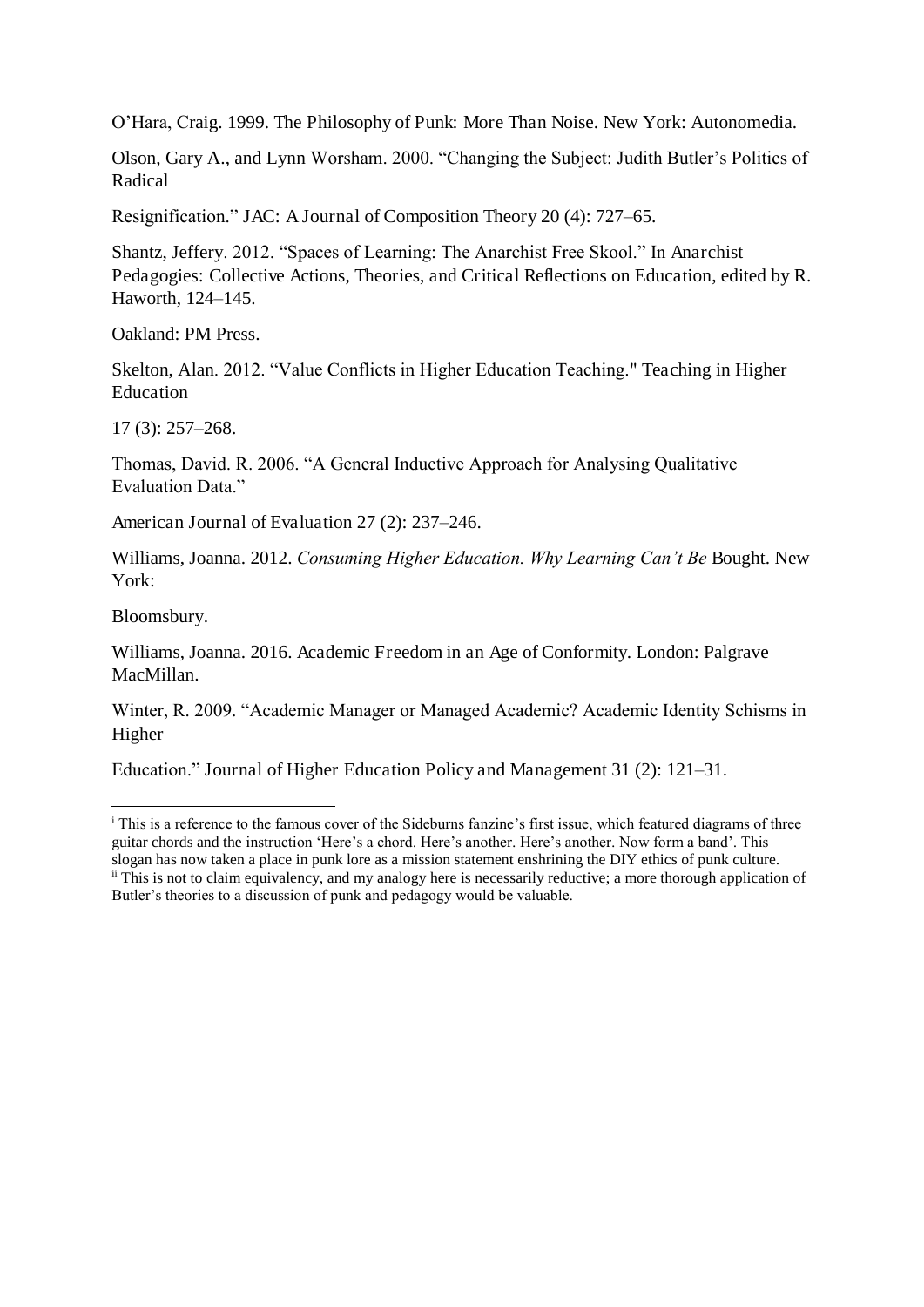O'Hara, Craig. 1999. The Philosophy of Punk: More Than Noise. New York: Autonomedia.

Olson, Gary A., and Lynn Worsham. 2000. "Changing the Subject: Judith Butler's Politics of Radical Resignification." JAC: A Journal of Composition Theory 20 (4): 727–65.

Shantz, Jeffery. 2012. "Spaces of Learning: The Anarchist Free Skool." In Anarchist Pedagogies: Collective Actions, Theories, and Critical Reflections on Education, edited by R. Haworth, 124–145. Oakland: PM Press.

Skelton, Alan. 2012. "Value Conflicts in Higher Education Teaching." Teaching in Higher Education 17 (3): 257–268.

Thomas, David. R. 2006. "A General Inductive Approach for Analysing Qualitative Evaluation Data." American Journal of Evaluation 27 (2): 237–246.

Williams, Joanna. 2012. *Consuming Higher Education. Why Learning Can't Be* Bought. New York: Bloomsbury.

Williams, Joanna. 2016. Academic Freedom in an Age of Conformity. London: Palgrave MacMillan.

Winter, R. 2009. "Academic Manager or Managed Academic? Academic Identity Schisms in Higher Education." Journal of Higher Education Policy and Management 31 (2): 121–31.

---

[i] This is a reference to the famous cover of the Sideburns fanzine's first issue, which featured diagrams of three guitar chords and the instruction 'Here's a chord. Here's another. Here's another. Now form a band'. This slogan has now taken a place in punk lore as a mission statement enshrining the DIY ethics of punk culture.

[ii] This is not to claim equivalency, and my analogy here is necessarily reductive; a more thorough application of Butler's theories to a discussion of punk and pedagogy would be valuable.